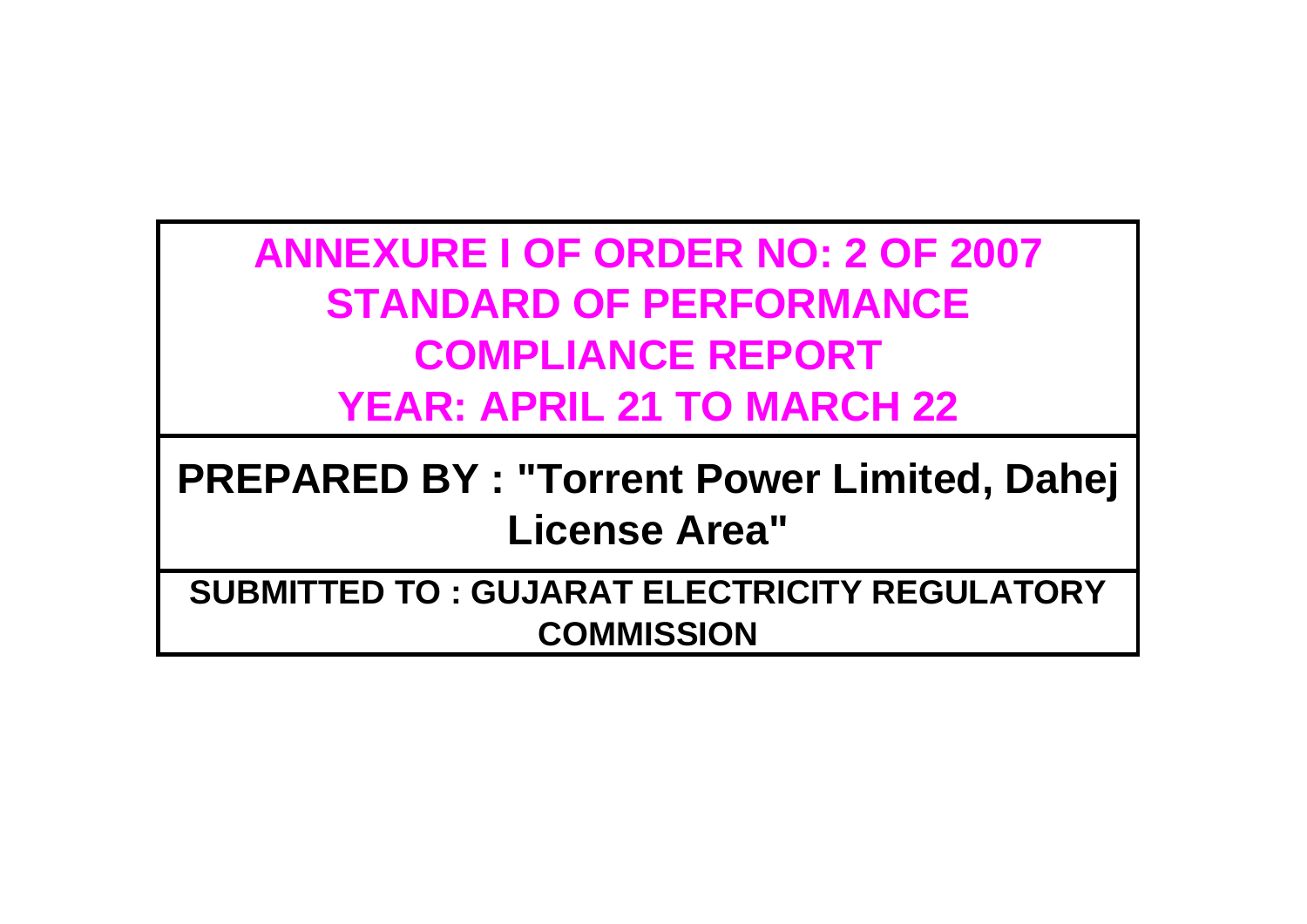# ANNEXURE I OF ORDER NO: 2 OF 2007
# STANDARD OF PERFORMANCE
# COMPLIANCE REPORT
# YEAR: APRIL 21 TO MARCH 22

## PREPARED BY : "Torrent Power Limited, Dahej License Area"

### SUBMITTED TO : GUJARAT ELECTRICITY REGULATORY COMMISSION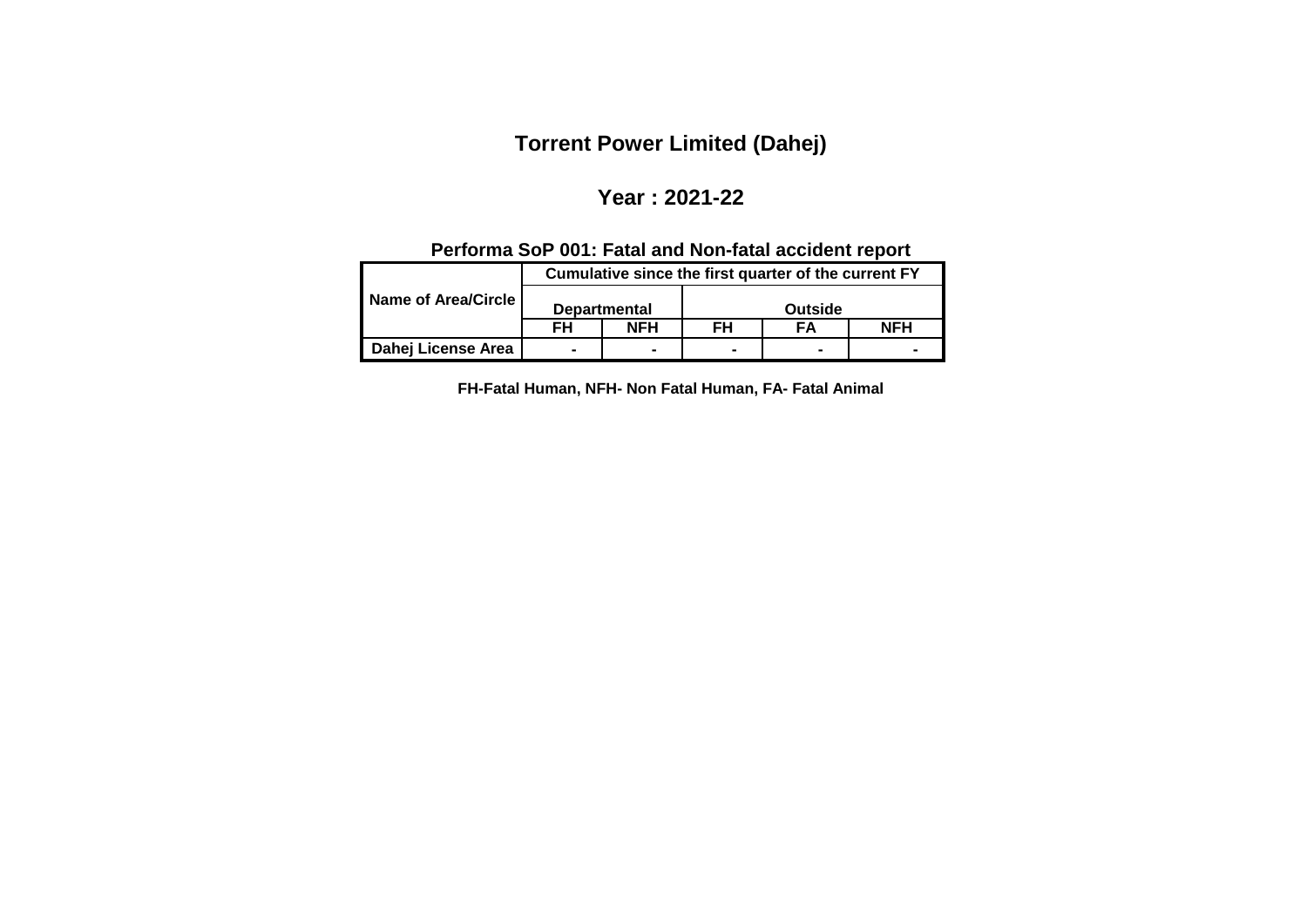# Torrent Power Limited (Dahej)

## Year : 2021-22

### Performa SoP 001: Fatal and Non-fatal accident report

| Name of Area/Circle | Cumulative since the first quarter of the current FY | | | | |
|---|---|---|---|---|---|
| | Departmental | | Outside | | |
| | FH | NFH | FH | FA | NFH |
| Dahej License Area | - | - | - | - | - |

**FH-Fatal Human, NFH- Non Fatal Human, FA- Fatal Animal**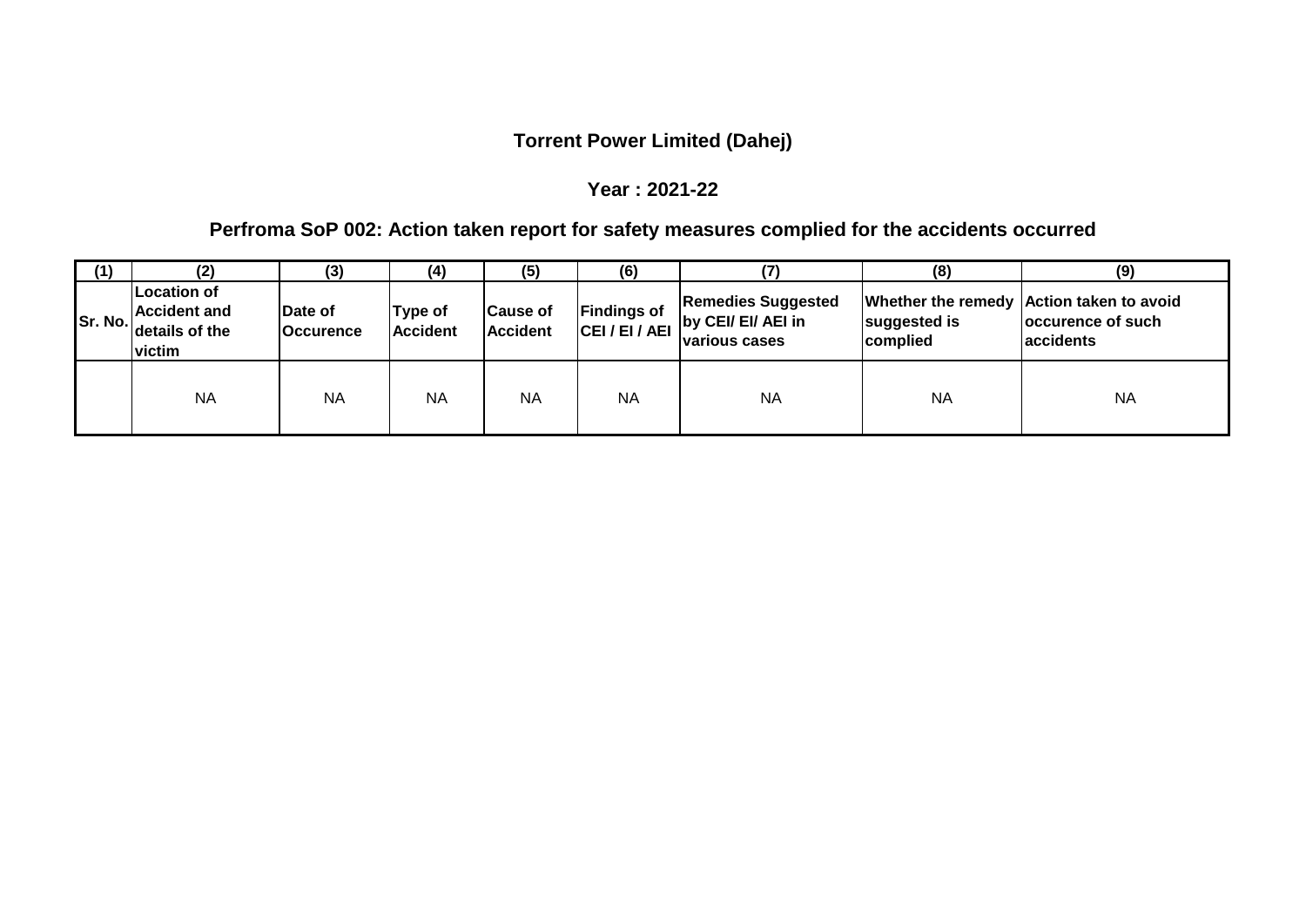# Torrent Power Limited (Dahej)

## Year : 2021-22

## Perfroma SoP 002: Action taken report for safety measures complied for the accidents occurred

| (1) | (2) | (3) | (4) | (5) | (6) | (7) | (8) | (9) |
|---|---|---|---|---|---|---|---|---|
| **Sr. No.** | **Location of Accident and details of the victim** | **Date of Occurence** | **Type of Accident** | **Cause of Accident** | **Findings of CEI / EI / AEI** | **Remedies Suggested by CEI/ EI/ AEI in various cases** | **Whether the remedy suggested is complied** | **Action taken to avoid occurence of such accidents** |
| | NA | NA | NA | NA | NA | NA | NA | NA |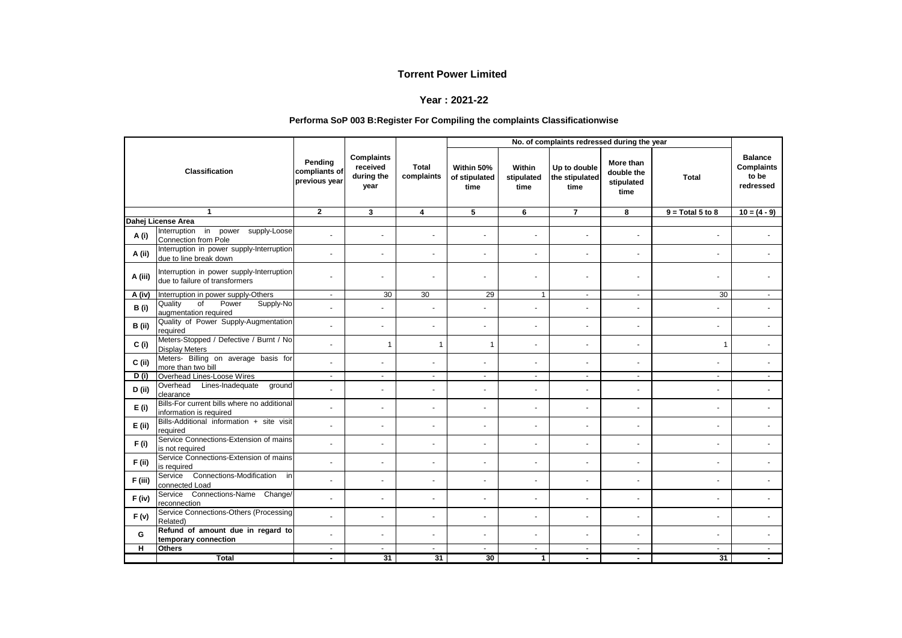# Torrent Power Limited

## Year : 2021-22

### Performa SoP 003 B:Register For Compiling the complaints Classificationwise

| Classification | | Pending compliants of previous year | Complaints received during the year | Total complaints | No. of complaints redressed during the year | | | | | Balance Complaints to be redressed |
|---|---|---|---|---|---|---|---|---|---|---|
| | | | | | Within 50% of stipulated time | Within stipulated time | Up to double the stipulated time | More than double the stipulated time | Total | |
| 1 | | 2 | 3 | 4 | 5 | 6 | 7 | 8 | 9 = Total 5 to 8 | 10 = (4 - 9) |
| **Dahej License Area** | | | | | | | | | | |
| **A (i)** | Interruption in power supply-Loose Connection from Pole | - | - | - | - | - | - | - | - | - |
| **A (ii)** | Interruption in power supply-Interruption due to line break down | - | - | - | - | - | - | - | - | - |
| **A (iii)** | Interruption in power supply-Interruption due to failure of transformers | - | - | - | - | - | - | - | - | - |
| **A (iv)** | Interruption in power supply-Others | - | 30 | 30 | 29 | 1 | - | - | 30 | - |
| **B (i)** | Quality of Power Supply-No augmentation required | - | - | - | - | - | - | - | - | - |
| **B (ii)** | Quality of Power Supply-Augmentation required | - | - | - | - | - | - | - | - | - |
| **C (i)** | Meters-Stopped / Defective / Burnt / No Display Meters | - | 1 | 1 | 1 | - | - | - | 1 | - |
| **C (ii)** | Meters- Billing on average basis for more than two bill | - | - | - | - | - | - | - | - | - |
| **D (i)** | Overhead Lines-Loose Wires | - | - | - | - | - | - | - | - | - |
| **D (ii)** | Overhead Lines-Inadequate ground clearance | - | - | - | - | - | - | - | - | - |
| **E (i)** | Bills-For current bills where no additional information is required | - | - | - | - | - | - | - | - | - |
| **E (ii)** | Bills-Additional information + site visit required | - | - | - | - | - | - | - | - | - |
| **F (i)** | Service Connections-Extension of mains is not required | - | - | - | - | - | - | - | - | - |
| **F (ii)** | Service Connections-Extension of mains is required | - | - | - | - | - | - | - | - | - |
| **F (iii)** | Service Connections-Modification in connected Load | - | - | - | - | - | - | - | - | - |
| **F (iv)** | Service Connections-Name Change/ reconnection | - | - | - | - | - | - | - | - | - |
| **F (v)** | Service Connections-Others (Processing Related) | - | - | - | - | - | - | - | - | - |
| **G** | **Refund of amount due in regard to temporary connection** | - | - | - | - | - | - | - | - | - |
| **H** | **Others** | - | - | - | - | - | - | - | - | - |
| | **Total** | **-** | **31** | **31** | **30** | **1** | **-** | **-** | **31** | **-** |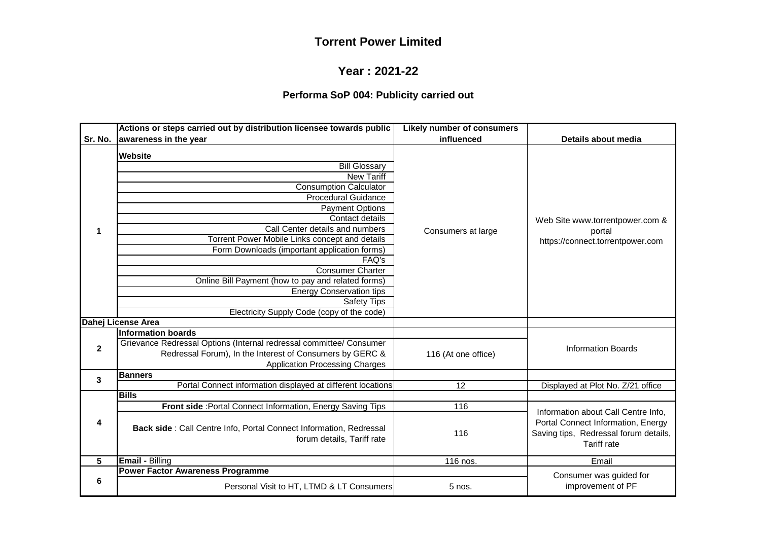# Torrent Power Limited

## Year : 2021-22

### Performa SoP 004: Publicity carried out

| Sr. No. | Actions or steps carried out by distribution licensee towards public awareness in the year | Likely number of consumers influenced | Details about media |
|---|---|---|---|
| 1 | **Website** | Consumers at large | Web Site www.torrentpower.com & portal https://connect.torrentpower.com |
| | Bill Glossary | | |
| | New Tariff | | |
| | Consumption Calculator | | |
| | Procedural Guidance | | |
| | Payment Options | | |
| | Contact details | | |
| | Call Center details and numbers | | |
| | Torrent Power Mobile Links concept and details | | |
| | Form Downloads (important application forms) | | |
| | FAQ's | | |
| | Consumer Charter | | |
| | Online Bill Payment (how to pay and related forms) | | |
| | Energy Conservation tips | | |
| | Safety Tips | | |
| | Electricity Supply Code (copy of the code) | | |
| **Dahej License Area** | | | |
| 2 | **Information boards** | | Information Boards |
| | Grievance Redressal Options (Internal redressal committee/ Consumer Redressal Forum), In the Interest of Consumers by GERC & Application Processing Charges | 116 (At one office) | |
| 3 | **Banners** | | |
| | Portal Connect information displayed at different locations | 12 | Displayed at Plot No. Z/21 office |
| 4 | **Bills** | | Information about Call Centre Info, Portal Connect Information, Energy Saving tips, Redressal forum details, Tariff rate |
| | **Front side** :Portal Connect Information, Energy Saving Tips | 116 | |
| | **Back side** : Call Centre Info, Portal Connect Information, Redressal forum details, Tariff rate | 116 | |
| 5 | **Email -** Billing | 116 nos. | Email |
| 6 | **Power Factor Awareness Programme** | | Consumer was guided for improvement of PF |
| | Personal Visit to HT, LTMD & LT Consumers | 5 nos. | |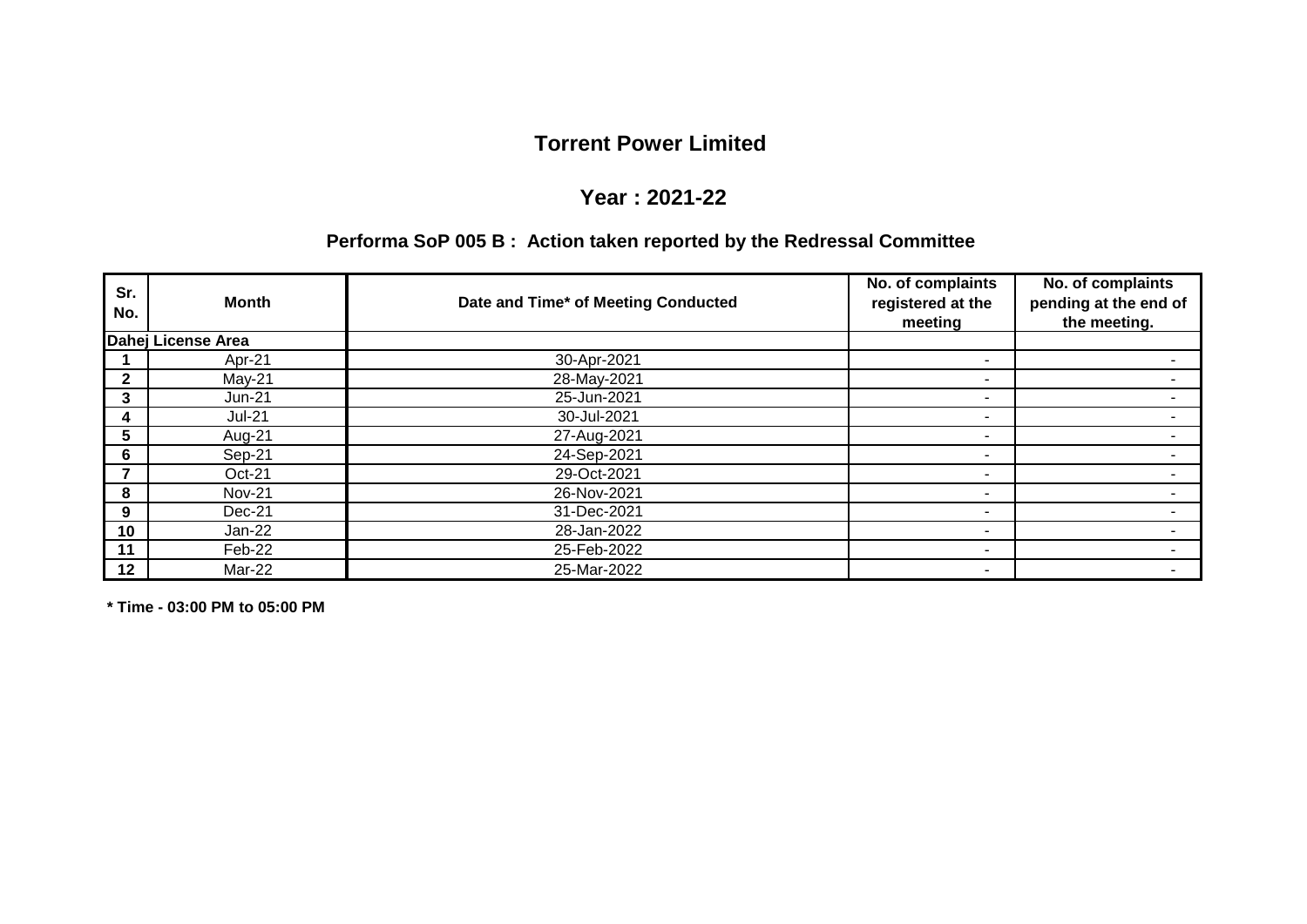# Torrent Power Limited

## Year : 2021-22

### Performa SoP 005 B :  Action taken reported by the Redressal Committee

| Sr. No. | Month | Date and Time* of Meeting Conducted | No. of complaints registered at the meeting | No. of complaints pending at the end of the meeting. |
|---|---|---|---|---|
| **Dahej License Area** | | | | |
| **1** | Apr-21 | 30-Apr-2021 | - | - |
| **2** | May-21 | 28-May-2021 | - | - |
| **3** | Jun-21 | 25-Jun-2021 | - | - |
| **4** | Jul-21 | 30-Jul-2021 | - | - |
| **5** | Aug-21 | 27-Aug-2021 | - | - |
| **6** | Sep-21 | 24-Sep-2021 | - | - |
| **7** | Oct-21 | 29-Oct-2021 | - | - |
| **8** | Nov-21 | 26-Nov-2021 | - | - |
| **9** | Dec-21 | 31-Dec-2021 | - | - |
| **10** | Jan-22 | 28-Jan-2022 | - | - |
| **11** | Feb-22 | 25-Feb-2022 | - | - |
| **12** | Mar-22 | 25-Mar-2022 | - | - |

**\* Time - 03:00 PM to 05:00 PM**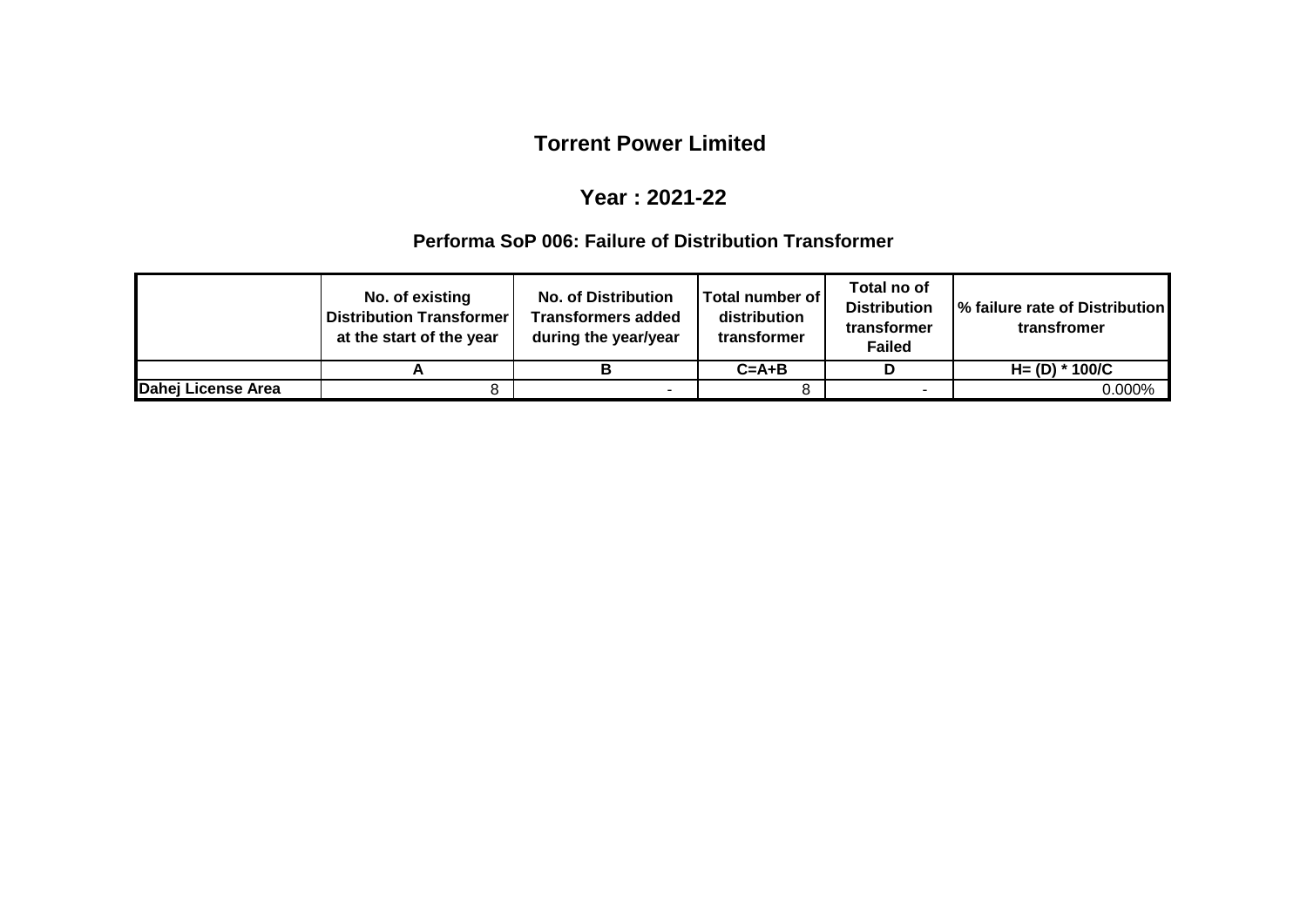# Torrent Power Limited

## Year : 2021-22

### Performa SoP 006: Failure of Distribution Transformer

| | No. of existing Distribution Transformer at the start of the year | No. of Distribution Transformers added during the year/year | Total number of distribution transformer | Total no of Distribution transformer Failed | % failure rate of Distribution transfromer |
|---|---|---|---|---|---|
| | A | B | C=A+B | D | H= (D) * 100/C |
| Dahej License Area | 8 | - | 8 | - | 0.000% |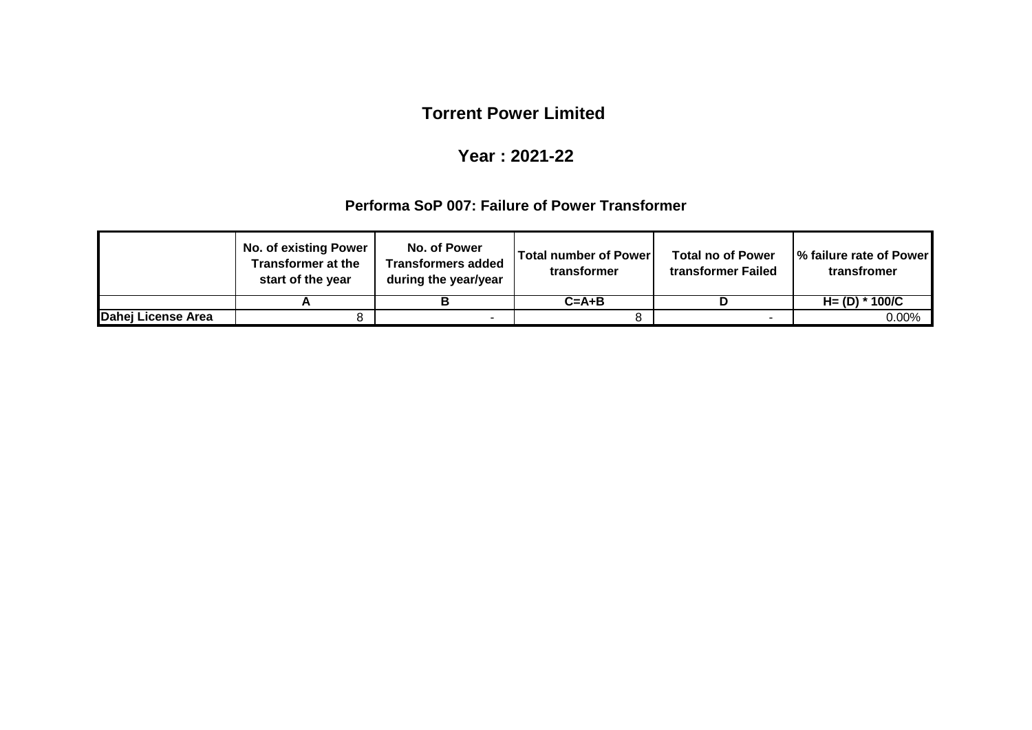# Torrent Power Limited

## Year : 2021-22

### Performa SoP 007: Failure of Power Transformer

| | No. of existing Power Transformer at the start of the year | No. of Power Transformers added during the year/year | Total number of Power transformer | Total no of Power transformer Failed | % failure rate of Power transfromer |
|---|---|---|---|---|---|
| | A | B | C=A+B | D | H= (D) * 100/C |
| Dahej License Area | 8 | - | 8 | - | 0.00% |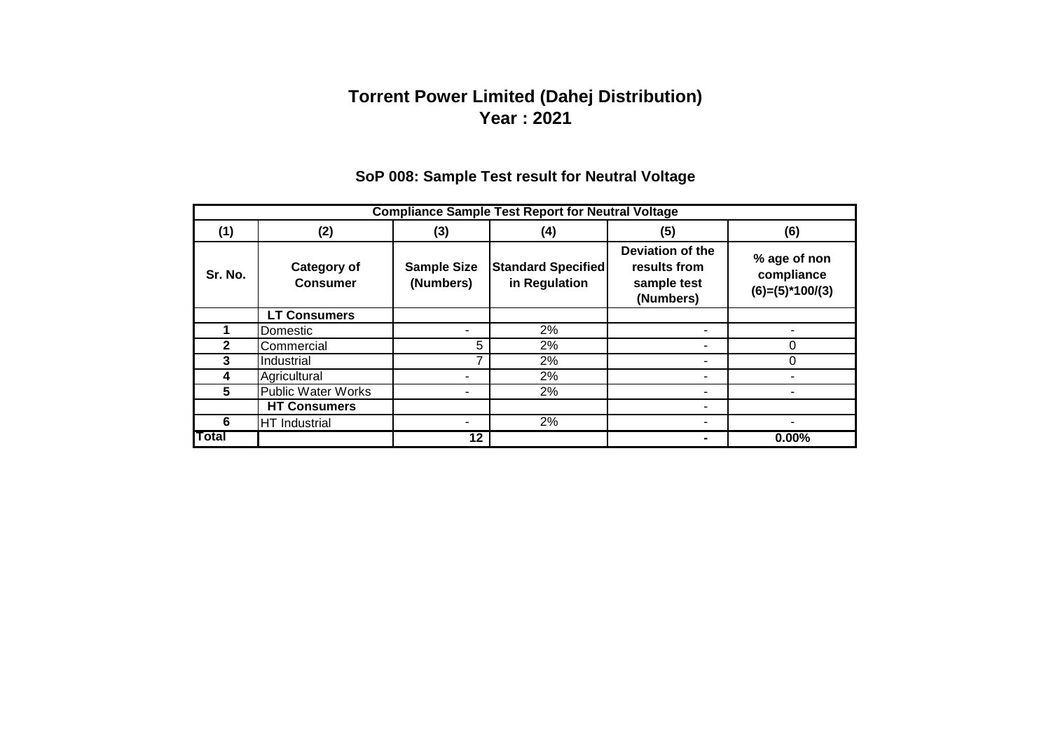# Torrent Power Limited (Dahej Distribution)
# Year : 2021

## SoP 008: Sample Test result for Neutral Voltage

| Compliance Sample Test Report for Neutral Voltage | | | | | |
|---|---|---|---|---|---|
| **(1)** | **(2)** | **(3)** | **(4)** | **(5)** | **(6)** |
| **Sr. No.** | **Category of Consumer** | **Sample Size (Numbers)** | **Standard Specified in Regulation** | **Deviation of the results from sample test (Numbers)** | **% age of non compliance (6)=(5)\*100/(3)** |
| | **LT Consumers** | | | | |
| **1** | Domestic | - | 2% | - | - |
| **2** | Commercial | 5 | 2% | - | 0 |
| **3** | Industrial | 7 | 2% | - | 0 |
| **4** | Agricultural | - | 2% | - | - |
| **5** | Public Water Works | - | 2% | - | - |
| | **HT Consumers** | | | - | |
| **6** | HT Industrial | - | 2% | - | - |
| **Total** | | **12** | | **-** | **0.00%** |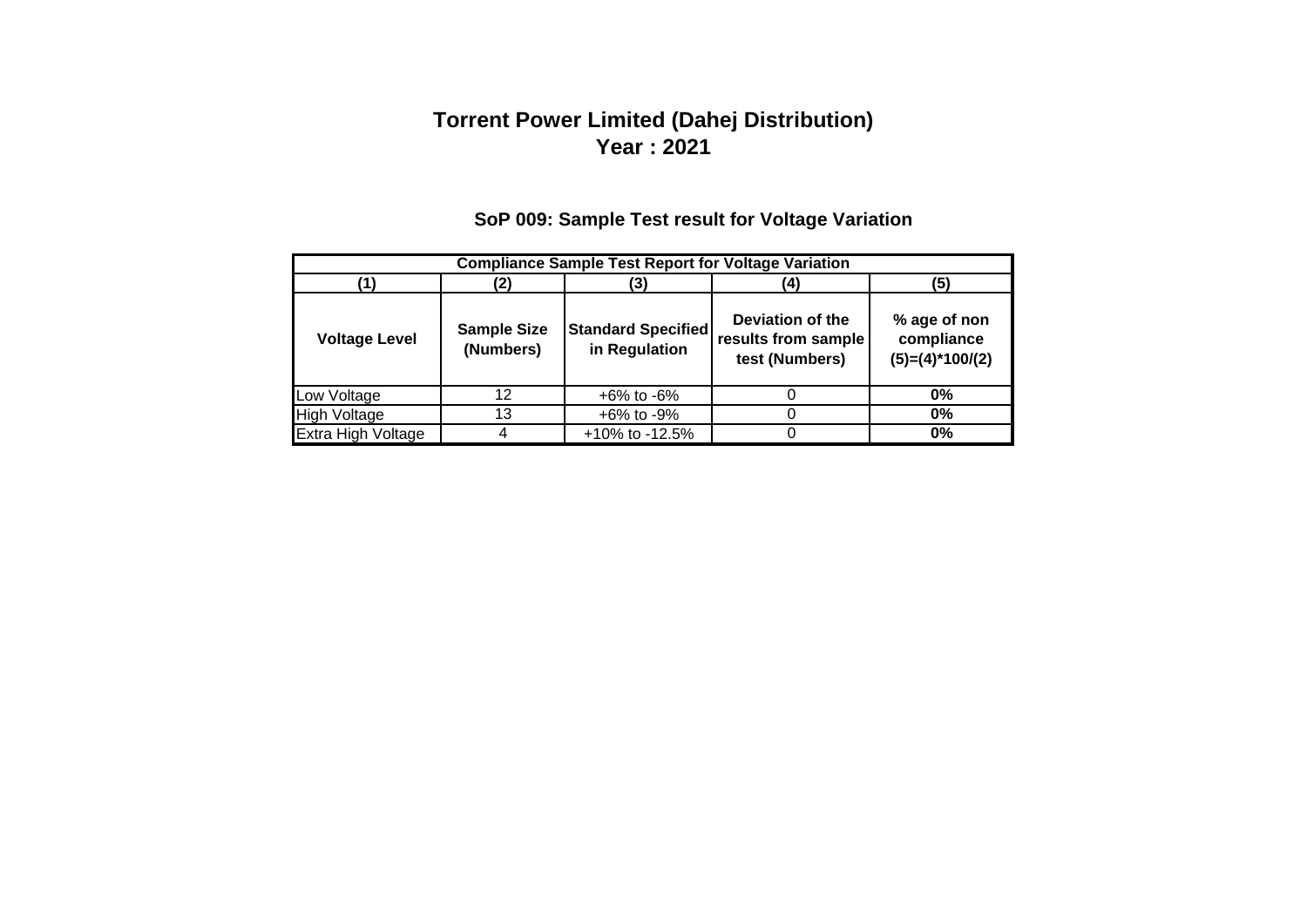# Torrent Power Limited (Dahej Distribution)
# Year : 2021

## SoP 009: Sample Test result for Voltage Variation

| Compliance Sample Test Report for Voltage Variation | | | | |
|---|---|---|---|---|
| (1) | (2) | (3) | (4) | (5) |
| **Voltage Level** | **Sample Size (Numbers)** | **Standard Specified in Regulation** | **Deviation of the results from sample test (Numbers)** | **% age of non compliance (5)=(4)*100/(2)** |
| Low Voltage | 12 | +6% to -6% | 0 | **0%** |
| High Voltage | 13 | +6% to -9% | 0 | **0%** |
| Extra High Voltage | 4 | +10% to -12.5% | 0 | **0%** |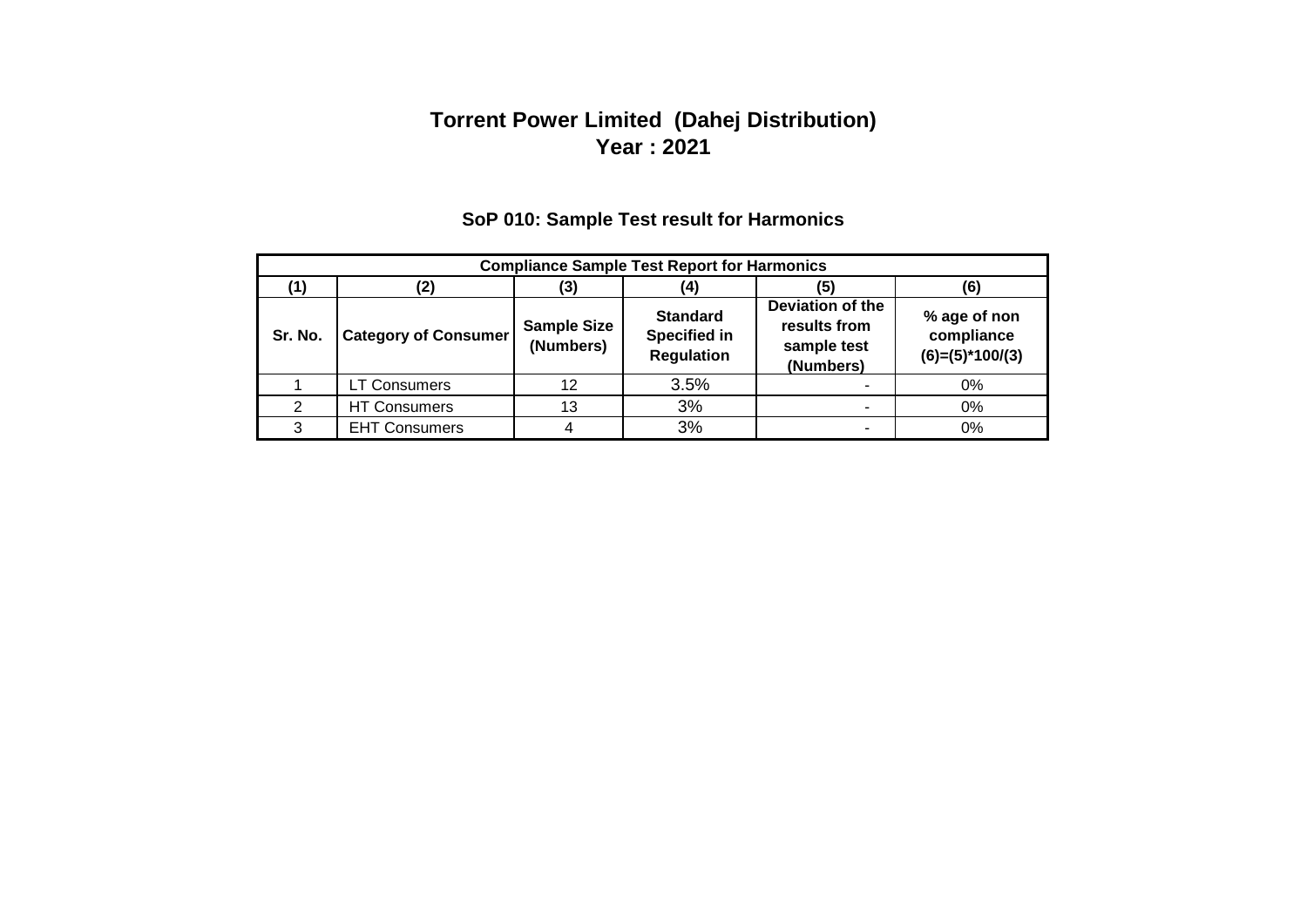# Torrent Power Limited (Dahej Distribution)
# Year : 2021

## SoP 010: Sample Test result for Harmonics

| Compliance Sample Test Report for Harmonics | | | | | |
|---|---|---|---|---|---|
| (1) | (2) | (3) | (4) | (5) | (6) |
| Sr. No. | Category of Consumer | Sample Size (Numbers) | Standard Specified in Regulation | Deviation of the results from sample test (Numbers) | % age of non compliance (6)=(5)*100/(3) |
| 1 | LT Consumers | 12 | 3.5% | - | 0% |
| 2 | HT Consumers | 13 | 3% | - | 0% |
| 3 | EHT Consumers | 4 | 3% | - | 0% |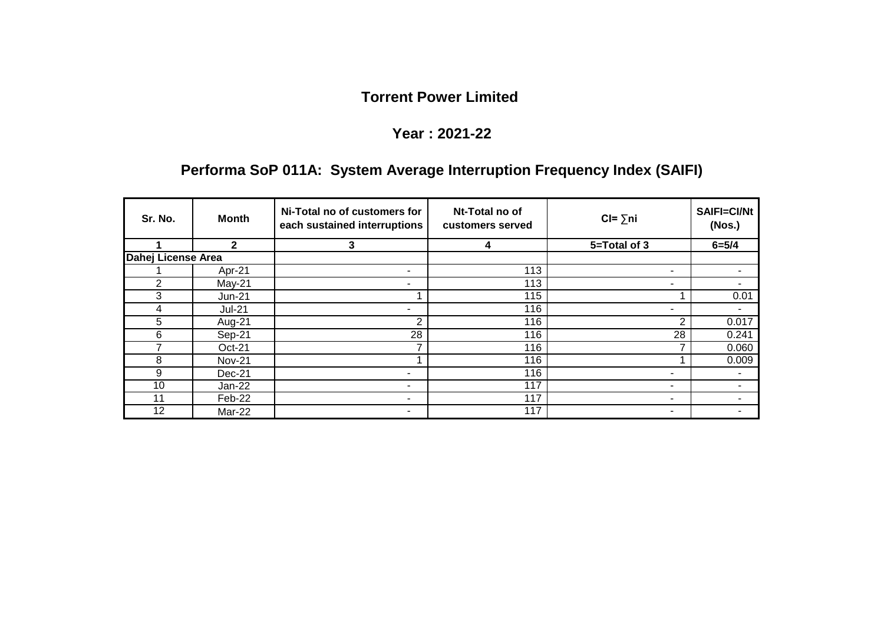# Torrent Power Limited

## Year : 2021-22

## Performa SoP 011A: System Average Interruption Frequency Index (SAIFI)

| Sr. No. | Month | Ni-Total no of customers for each sustained interruptions | Nt-Total no of customers served | CI= ∑ni | SAIFI=CI/Nt (Nos.) |
|---|---|---|---|---|---|
| 1 | 2 | 3 | 4 | 5=Total of 3 | 6=5/4 |
| **Dahej License Area** | | | | | |
| 1 | Apr-21 | - | 113 | - | - |
| 2 | May-21 | - | 113 | - | - |
| 3 | Jun-21 | 1 | 115 | 1 | 0.01 |
| 4 | Jul-21 | - | 116 | - | - |
| 5 | Aug-21 | 2 | 116 | 2 | 0.017 |
| 6 | Sep-21 | 28 | 116 | 28 | 0.241 |
| 7 | Oct-21 | 7 | 116 | 7 | 0.060 |
| 8 | Nov-21 | 1 | 116 | 1 | 0.009 |
| 9 | Dec-21 | - | 116 | - | - |
| 10 | Jan-22 | - | 117 | - | - |
| 11 | Feb-22 | - | 117 | - | - |
| 12 | Mar-22 | - | 117 | - | - |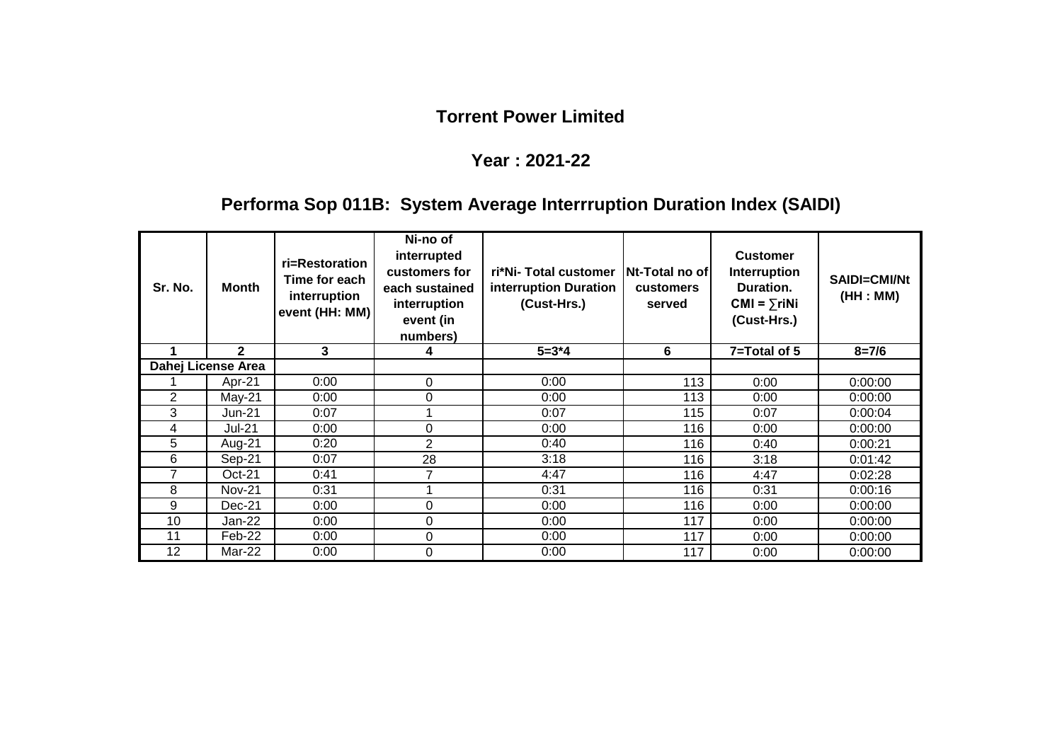## Torrent Power Limited

## Year : 2021-22

## Performa Sop 011B: System Average Interrruption Duration Index (SAIDI)

| Sr. No. | Month | ri=Restoration Time for each interruption event (HH: MM) | Ni-no of interrupted customers for each sustained interruption event (in numbers) | ri*Ni- Total customer interruption Duration (Cust-Hrs.) | Nt-Total no of customers served | Customer Interruption Duration. CMI = ∑riNi (Cust-Hrs.) | SAIDI=CMI/Nt (HH : MM) |
|---|---|---|---|---|---|---|---|
| 1 | 2 | 3 | 4 | 5=3*4 | 6 | 7=Total of 5 | 8=7/6 |
| Dahej License Area | | | | | | | |
| 1 | Apr-21 | 0:00 | 0 | 0:00 | 113 | 0:00 | 0:00:00 |
| 2 | May-21 | 0:00 | 0 | 0:00 | 113 | 0:00 | 0:00:00 |
| 3 | Jun-21 | 0:07 | 1 | 0:07 | 115 | 0:07 | 0:00:04 |
| 4 | Jul-21 | 0:00 | 0 | 0:00 | 116 | 0:00 | 0:00:00 |
| 5 | Aug-21 | 0:20 | 2 | 0:40 | 116 | 0:40 | 0:00:21 |
| 6 | Sep-21 | 0:07 | 28 | 3:18 | 116 | 3:18 | 0:01:42 |
| 7 | Oct-21 | 0:41 | 7 | 4:47 | 116 | 4:47 | 0:02:28 |
| 8 | Nov-21 | 0:31 | 1 | 0:31 | 116 | 0:31 | 0:00:16 |
| 9 | Dec-21 | 0:00 | 0 | 0:00 | 116 | 0:00 | 0:00:00 |
| 10 | Jan-22 | 0:00 | 0 | 0:00 | 117 | 0:00 | 0:00:00 |
| 11 | Feb-22 | 0:00 | 0 | 0:00 | 117 | 0:00 | 0:00:00 |
| 12 | Mar-22 | 0:00 | 0 | 0:00 | 117 | 0:00 | 0:00:00 |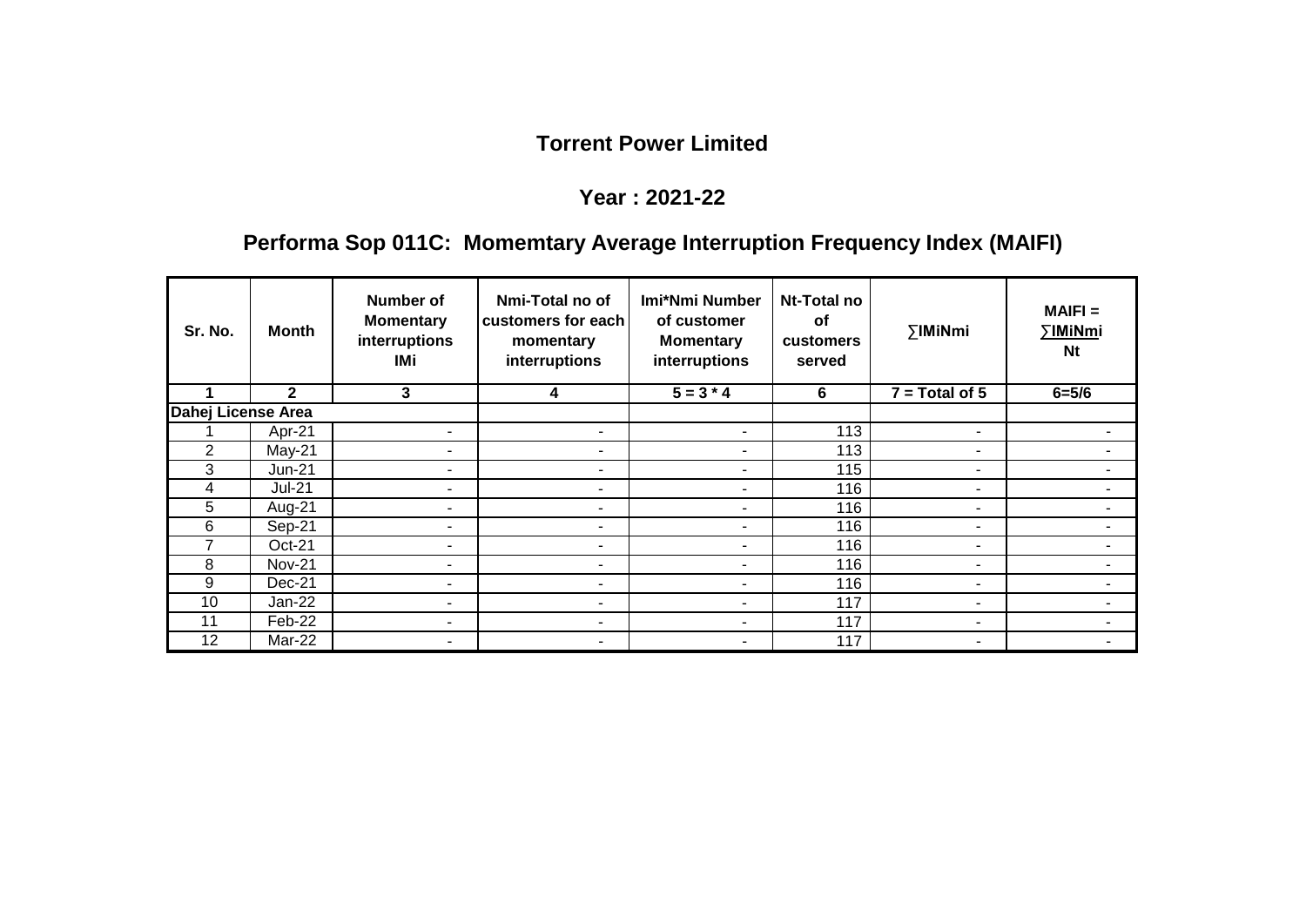# Torrent Power Limited

## Year : 2021-22

## Performa Sop 011C: Momemtary Average Interruption Frequency Index (MAIFI)

| Sr. No. | Month | Number of Momentary interruptions IMi | Nmi-Total no of customers for each momentary interruptions | Imi*Nmi Number of customer Momentary interruptions | Nt-Total no of customers served | ∑IMiNmi | MAIFI = ∑IMiNmi / Nt |
|---|---|---|---|---|---|---|---|
| 1 | 2 | 3 | 4 | 5 = 3 * 4 | 6 | 7 = Total of 5 | 6=5/6 |
| **Dahej License Area** | | | | | | | |
| 1 | Apr-21 | - | - | - | 113 | - | - |
| 2 | May-21 | - | - | - | 113 | - | - |
| 3 | Jun-21 | - | - | - | 115 | - | - |
| 4 | Jul-21 | - | - | - | 116 | - | - |
| 5 | Aug-21 | - | - | - | 116 | - | - |
| 6 | Sep-21 | - | - | - | 116 | - | - |
| 7 | Oct-21 | - | - | - | 116 | - | - |
| 8 | Nov-21 | - | - | - | 116 | - | - |
| 9 | Dec-21 | - | - | - | 116 | - | - |
| 10 | Jan-22 | - | - | - | 117 | - | - |
| 11 | Feb-22 | - | - | - | 117 | - | - |
| 12 | Mar-22 | - | - | - | 117 | - | - |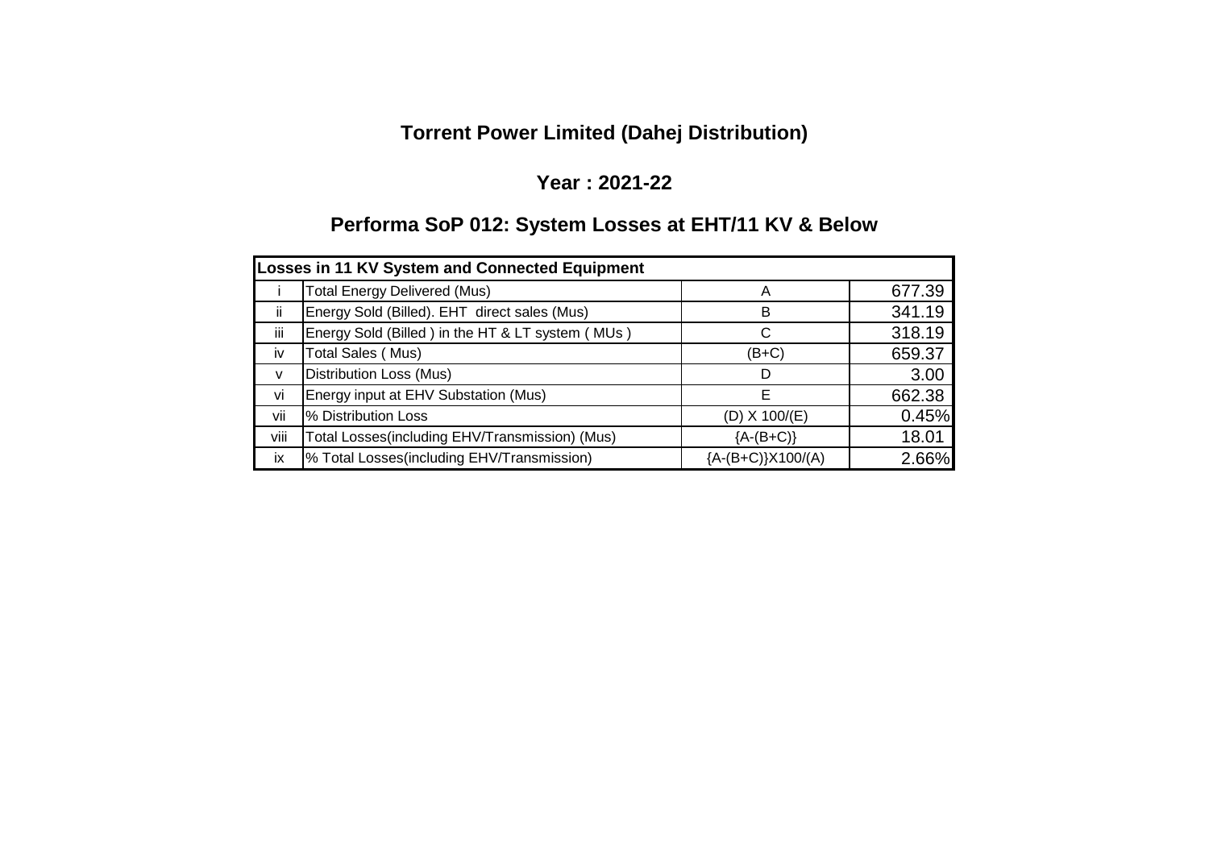# Torrent Power Limited (Dahej Distribution)

## Year : 2021-22

## Performa SoP 012: System Losses at EHT/11 KV & Below

| **Losses in 11 KV System and Connected Equipment** | | | |
|---|---|---|---|
| i | Total Energy Delivered (Mus) | A | 677.39 |
| ii | Energy Sold (Billed). EHT direct sales (Mus) | B | 341.19 |
| iii | Energy Sold (Billed ) in the HT & LT system ( MUs ) | C | 318.19 |
| iv | Total Sales ( Mus) | (B+C) | 659.37 |
| v | Distribution Loss (Mus) | D | 3.00 |
| vi | Energy input at EHV Substation (Mus) | E | 662.38 |
| vii | % Distribution Loss | (D) X 100/(E) | 0.45% |
| viii | Total Losses(including EHV/Transmission) (Mus) | {A-(B+C)} | 18.01 |
| ix | % Total Losses(including EHV/Transmission) | {A-(B+C)}X100/(A) | 2.66% |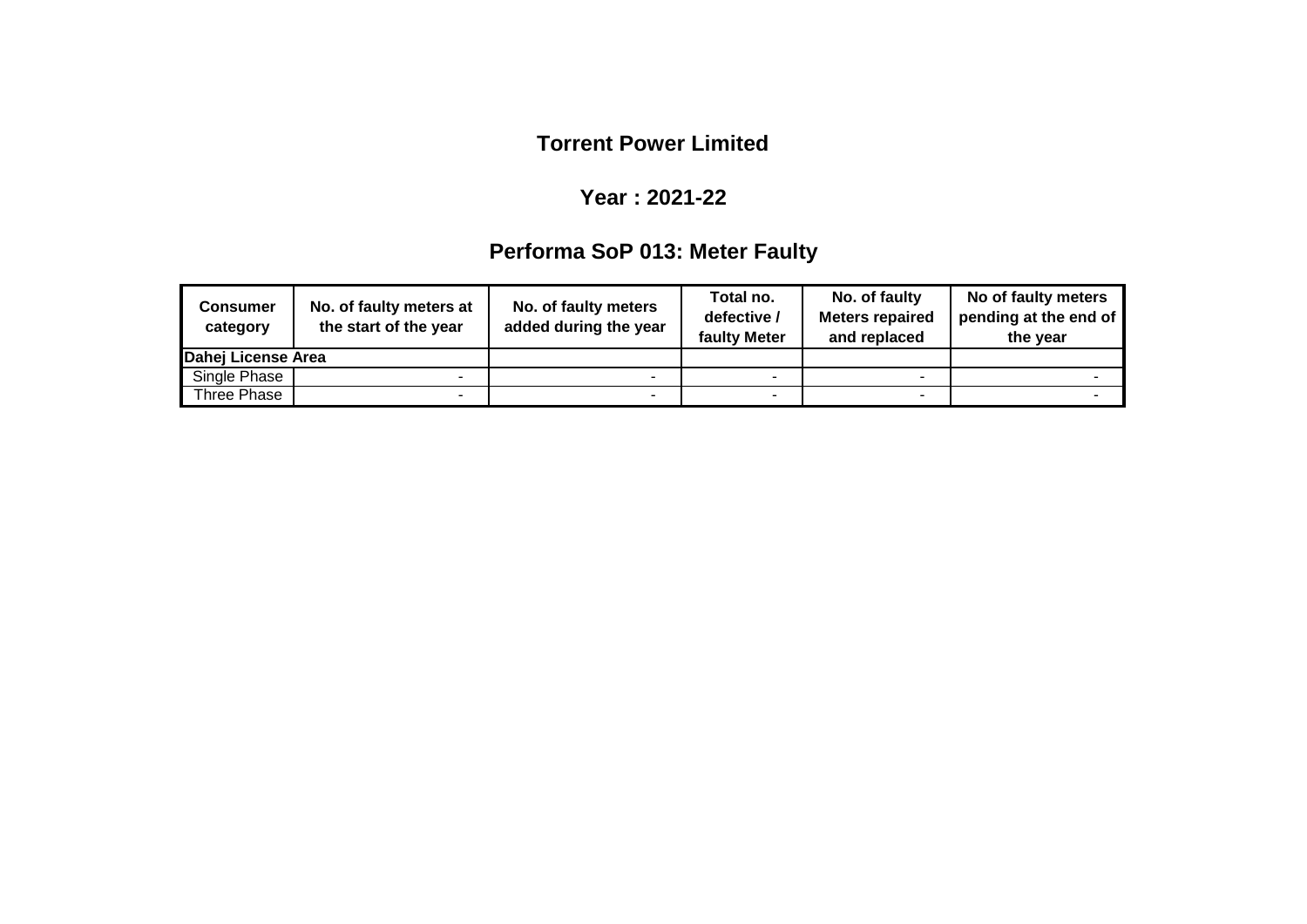# Torrent Power Limited

## Year : 2021-22

## Performa SoP 013: Meter Faulty

| Consumer category | No. of faulty meters at the start of the year | No. of faulty meters added during the year | Total no. defective / faulty Meter | No. of faulty Meters repaired and replaced | No of faulty meters pending at the end of the year |
|---|---|---|---|---|---|
| **Dahej License Area** | | | | | |
| Single Phase | - | - | - | - | - |
| Three Phase | - | - | - | - | - |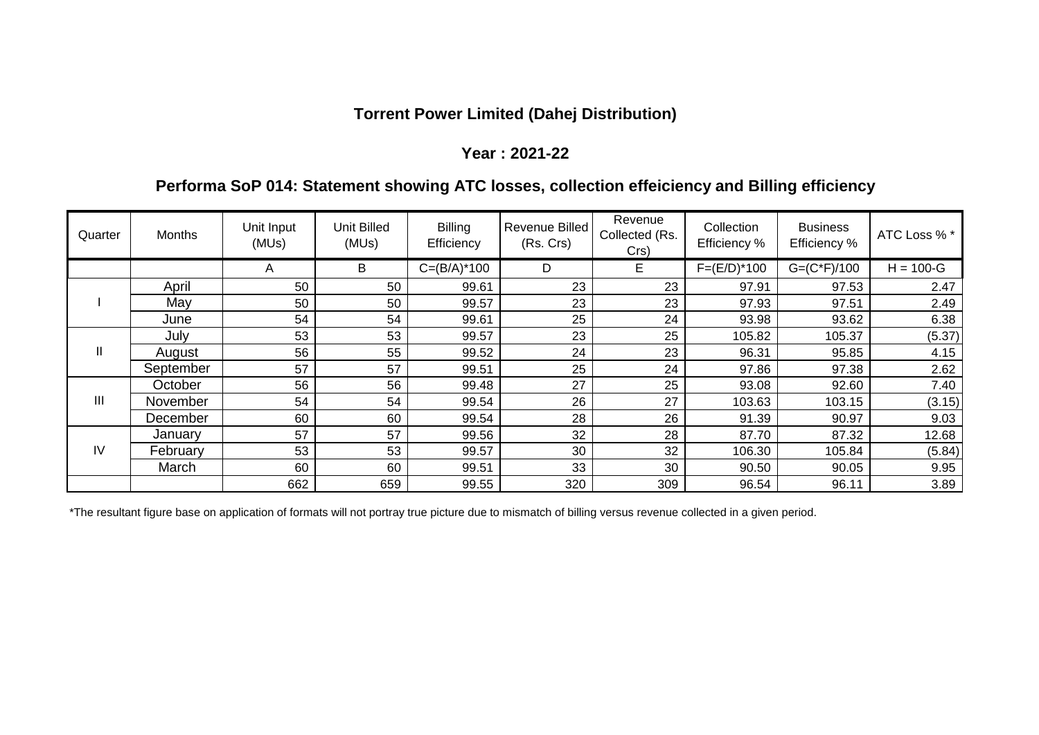**Torrent Power Limited (Dahej Distribution)**

**Year : 2021-22**

**Performa SoP 014: Statement showing ATC losses, collection effeiciency and Billing efficiency**

| Quarter | Months | Unit Input (MUs) | Unit Billed (MUs) | Billing Efficiency | Revenue Billed (Rs. Crs) | Revenue Collected (Rs. Crs) | Collection Efficiency % | Business Efficiency % | ATC Loss % * |
|---|---|---|---|---|---|---|---|---|---|
| | | A | B | C=(B/A)*100 | D | E | F=(E/D)*100 | G=(C*F)/100 | H = 100-G |
| I | April | 50 | 50 | 99.61 | 23 | 23 | 97.91 | 97.53 | 2.47 |
| | May | 50 | 50 | 99.57 | 23 | 23 | 97.93 | 97.51 | 2.49 |
| | June | 54 | 54 | 99.61 | 25 | 24 | 93.98 | 93.62 | 6.38 |
| II | July | 53 | 53 | 99.57 | 23 | 25 | 105.82 | 105.37 | (5.37) |
| | August | 56 | 55 | 99.52 | 24 | 23 | 96.31 | 95.85 | 4.15 |
| | September | 57 | 57 | 99.51 | 25 | 24 | 97.86 | 97.38 | 2.62 |
| III | October | 56 | 56 | 99.48 | 27 | 25 | 93.08 | 92.60 | 7.40 |
| | November | 54 | 54 | 99.54 | 26 | 27 | 103.63 | 103.15 | (3.15) |
| | December | 60 | 60 | 99.54 | 28 | 26 | 91.39 | 90.97 | 9.03 |
| IV | January | 57 | 57 | 99.56 | 32 | 28 | 87.70 | 87.32 | 12.68 |
| | February | 53 | 53 | 99.57 | 30 | 32 | 106.30 | 105.84 | (5.84) |
| | March | 60 | 60 | 99.51 | 33 | 30 | 90.50 | 90.05 | 9.95 |
| | | 662 | 659 | 99.55 | 320 | 309 | 96.54 | 96.11 | 3.89 |

*The resultant figure base on application of formats will not portray true picture due to mismatch of billing versus revenue collected in a given period.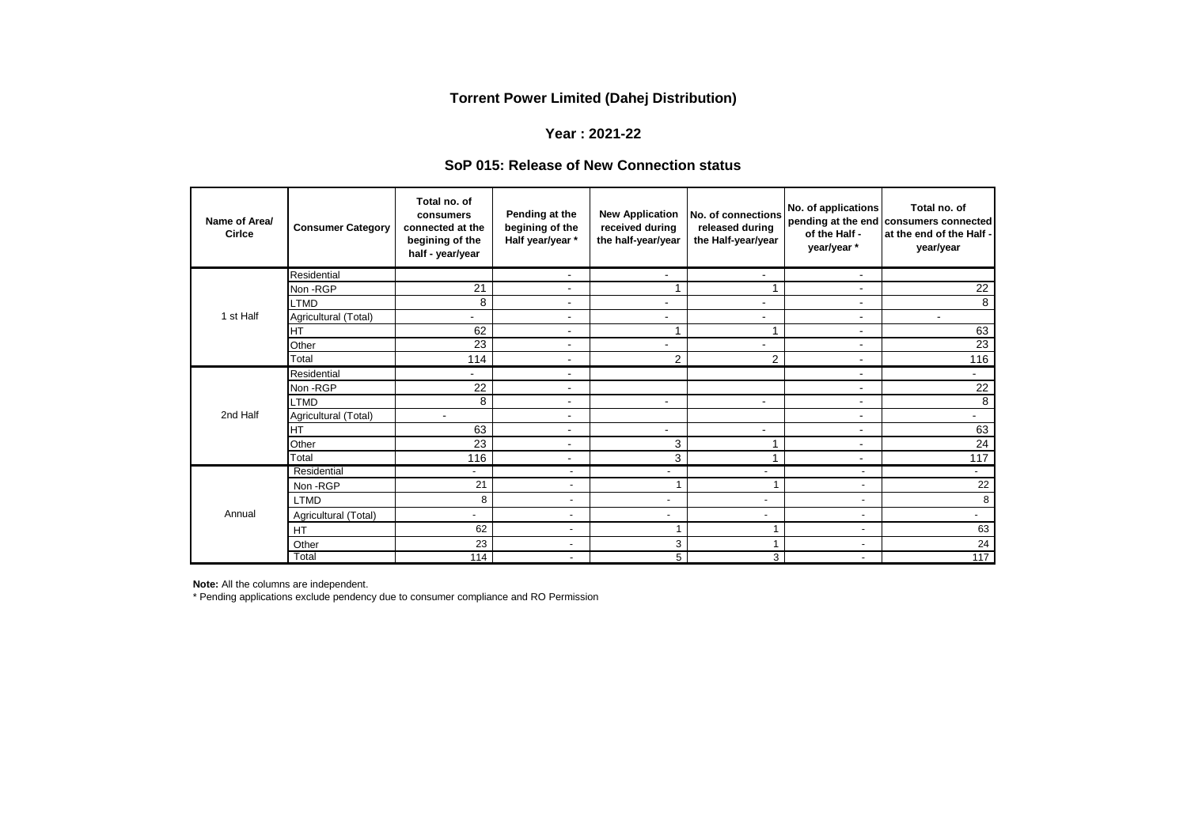# Torrent Power Limited (Dahej Distribution)

## Year : 2021-22

### SoP 015: Release of New Connection status

| Name of Area/ Cirlce | Consumer Category | Total no. of consumers connected at the begining of the half - year/year | Pending at the begining of the Half year/year * | New Application received during the half-year/year | No. of connections released during the Half-year/year | No. of applications pending at the end of the Half - year/year * | Total no. of consumers connected at the end of the Half - year/year |
|---|---|---|---|---|---|---|---|
| 1 st Half | Residential | | - | - | - | - | |
| | Non -RGP | 21 | - | 1 | 1 | - | 22 |
| | LTMD | 8 | - | - | - | - | 8 |
| | Agricultural (Total) | - | - | - | - | - | - |
| | HT | 62 | - | 1 | 1 | - | 63 |
| | Other | 23 | - | - | - | - | 23 |
| | Total | 114 | - | 2 | 2 | - | 116 |
| 2nd Half | Residential | - | - | | | - | - |
| | Non -RGP | 22 | - | | | - | 22 |
| | LTMD | 8 | - | - | - | - | 8 |
| | Agricultural (Total) | - | - | | | - | - |
| | HT | 63 | - | - | - | - | 63 |
| | Other | 23 | - | 3 | 1 | - | 24 |
| | Total | 116 | - | 3 | 1 | - | 117 |
| Annual | Residential | - | - | - | - | - | - |
| | Non -RGP | 21 | - | 1 | 1 | - | 22 |
| | LTMD | 8 | - | - | - | - | 8 |
| | Agricultural (Total) | - | - | - | - | - | - |
| | HT | 62 | - | 1 | 1 | - | 63 |
| | Other | 23 | - | 3 | 1 | - | 24 |
| | Total | 114 | - | 5 | 3 | - | 117 |

**Note:** All the columns are independent.

* Pending applications exclude pendency due to consumer compliance and RO Permission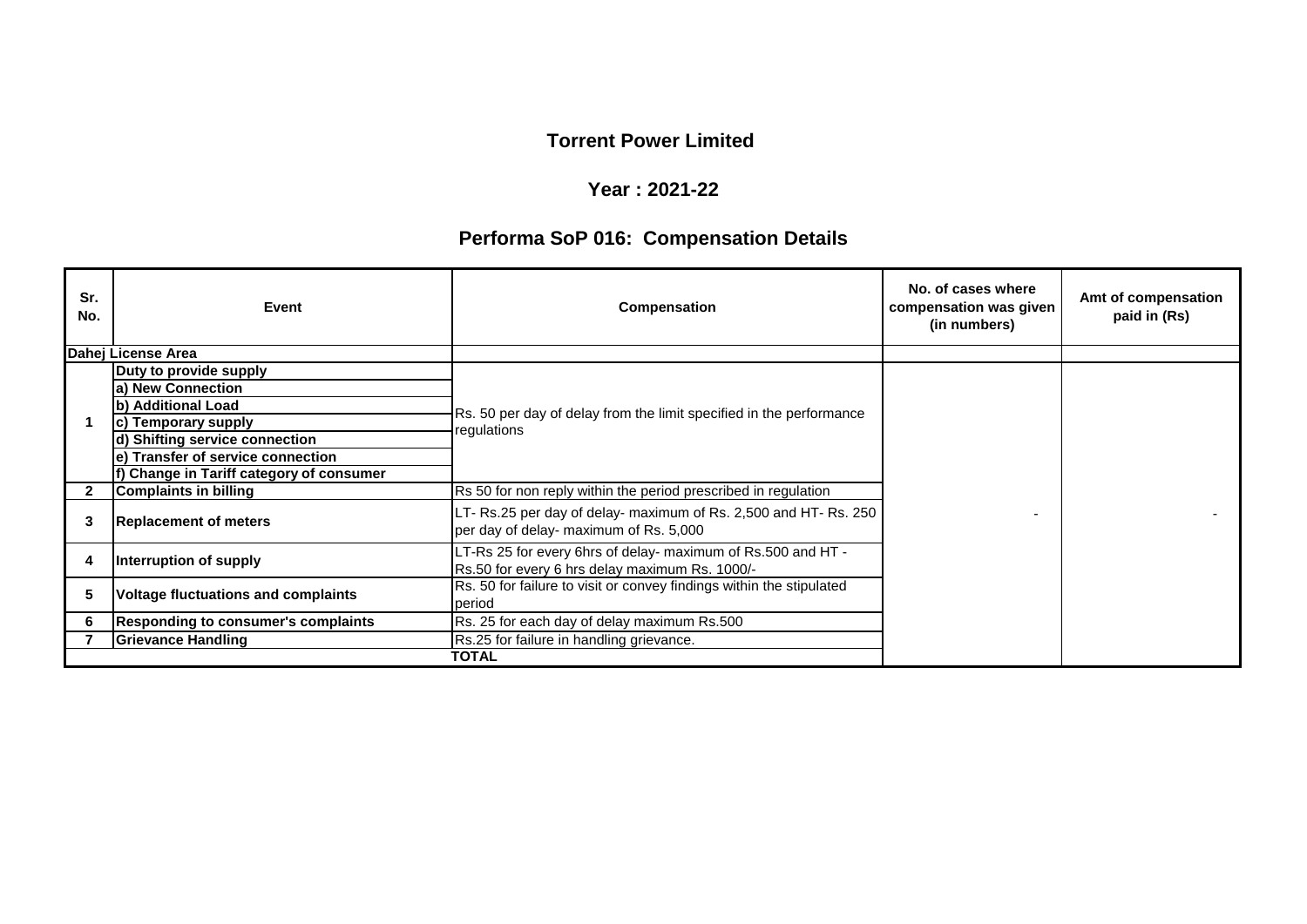## Torrent Power Limited

## Year : 2021-22

## Performa SoP 016: Compensation Details

| Sr. No. | Event | Compensation | No. of cases where compensation was given (in numbers) | Amt of compensation paid in (Rs) |
|---|---|---|---|---|
| **Dahej License Area** | | | | |
| 1 | **Duty to provide supply** | Rs. 50 per day of delay from the limit specified in the performance regulations | - | - |
| | **a) New Connection** | | | |
| | **b) Additional Load** | | | |
| | **c) Temporary supply** | | | |
| | **d) Shifting service connection** | | | |
| | **e) Transfer of service connection** | | | |
| | **f) Change in Tariff category of consumer** | | | |
| 2 | **Complaints in billing** | Rs 50 for non reply within the period prescribed in regulation | | |
| 3 | **Replacement of meters** | LT- Rs.25 per day of delay- maximum of Rs. 2,500 and HT- Rs. 250 per day of delay- maximum of Rs. 5,000 | | |
| 4 | **Interruption of supply** | LT-Rs 25 for every 6hrs of delay- maximum of Rs.500 and HT - Rs.50 for every 6 hrs delay maximum Rs. 1000/- | | |
| 5 | **Voltage fluctuations and complaints** | Rs. 50 for failure to visit or convey findings within the stipulated period | | |
| 6 | **Responding to consumer's complaints** | Rs. 25 for each day of delay maximum Rs.500 | | |
| 7 | **Grievance Handling** | Rs.25 for failure in handling grievance. | | |
| **TOTAL** | | | | |